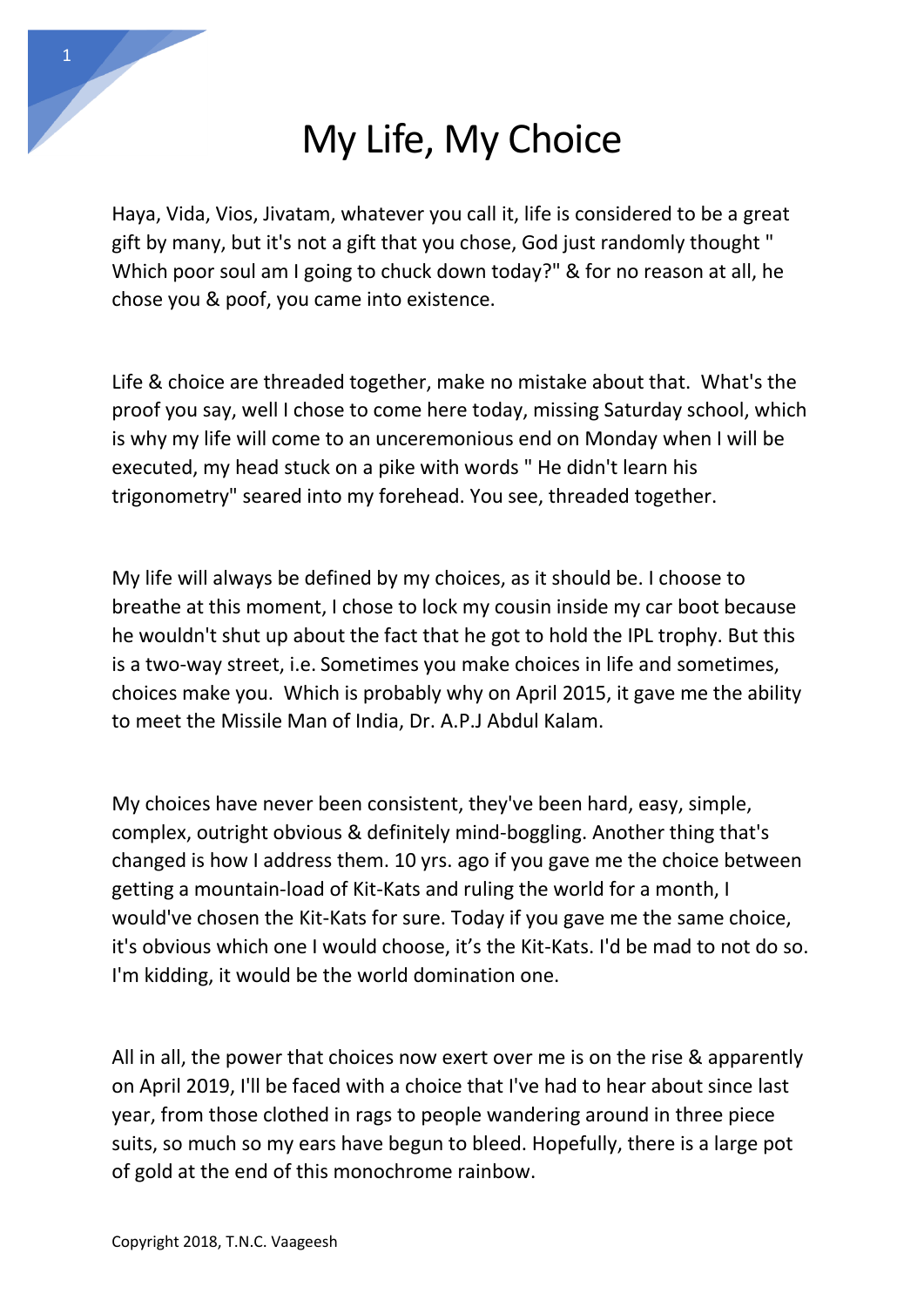# My Life, My Choice

Haya, Vida, Vios, Jivatam, whatever you call it, life is considered to be a great gift by many, but it's not a gift that you chose, God just randomly thought " Which poor soul am I going to chuck down today?" & for no reason at all, he chose you & poof, you came into existence.

Life & choice are threaded together, make no mistake about that. What's the proof you say, well I chose to come here today, missing Saturday school, which is why my life will come to an unceremonious end on Monday when I will be executed, my head stuck on a pike with words " He didn't learn his trigonometry" seared into my forehead. You see, threaded together.

My life will always be defined by my choices, as it should be. I choose to breathe at this moment, I chose to lock my cousin inside my car boot because he wouldn't shut up about the fact that he got to hold the IPL trophy. But this is a two-way street, i.e. Sometimes you make choices in life and sometimes, choices make you. Which is probably why on April 2015, it gave me the ability to meet the Missile Man of India, Dr. A.P.J Abdul Kalam.

My choices have never been consistent, they've been hard, easy, simple, complex, outright obvious & definitely mind-boggling. Another thing that's changed is how I address them. 10 yrs. ago if you gave me the choice between getting a mountain-load of Kit-Kats and ruling the world for a month, I would've chosen the Kit-Kats for sure. Today if you gave me the same choice, it's obvious which one I would choose, it's the Kit-Kats. I'd be mad to not do so. I'm kidding, it would be the world domination one.

All in all, the power that choices now exert over me is on the rise & apparently on April 2019, I'll be faced with a choice that I've had to hear about since last year, from those clothed in rags to people wandering around in three piece suits, so much so my ears have begun to bleed. Hopefully, there is a large pot of gold at the end of this monochrome rainbow.

Copyright 2018, T.N.C. Vaageesh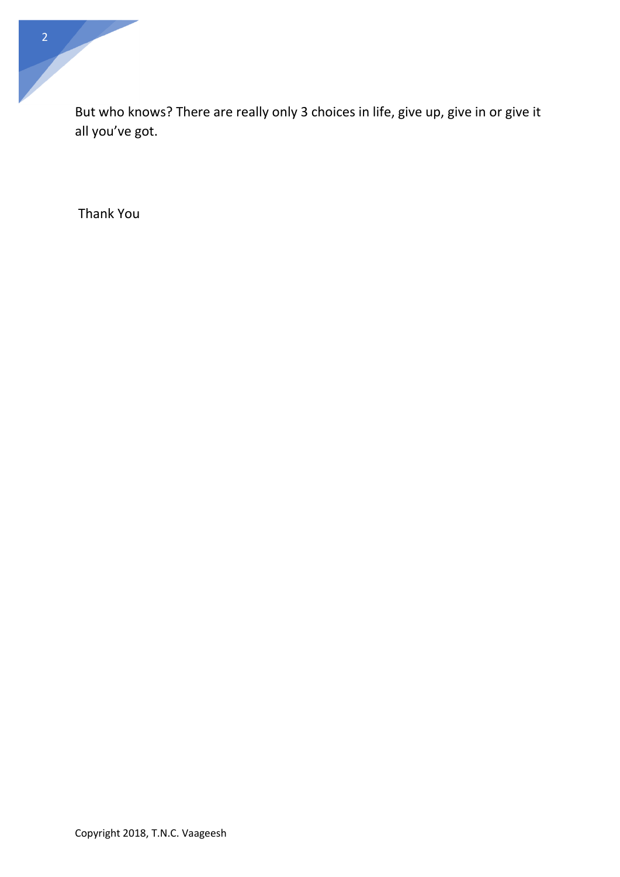But who knows? There are really only 3 choices in life, give up, give in or give it all you’ve got.

Thank You

Copyright 2018, T.N.C. Vaageesh